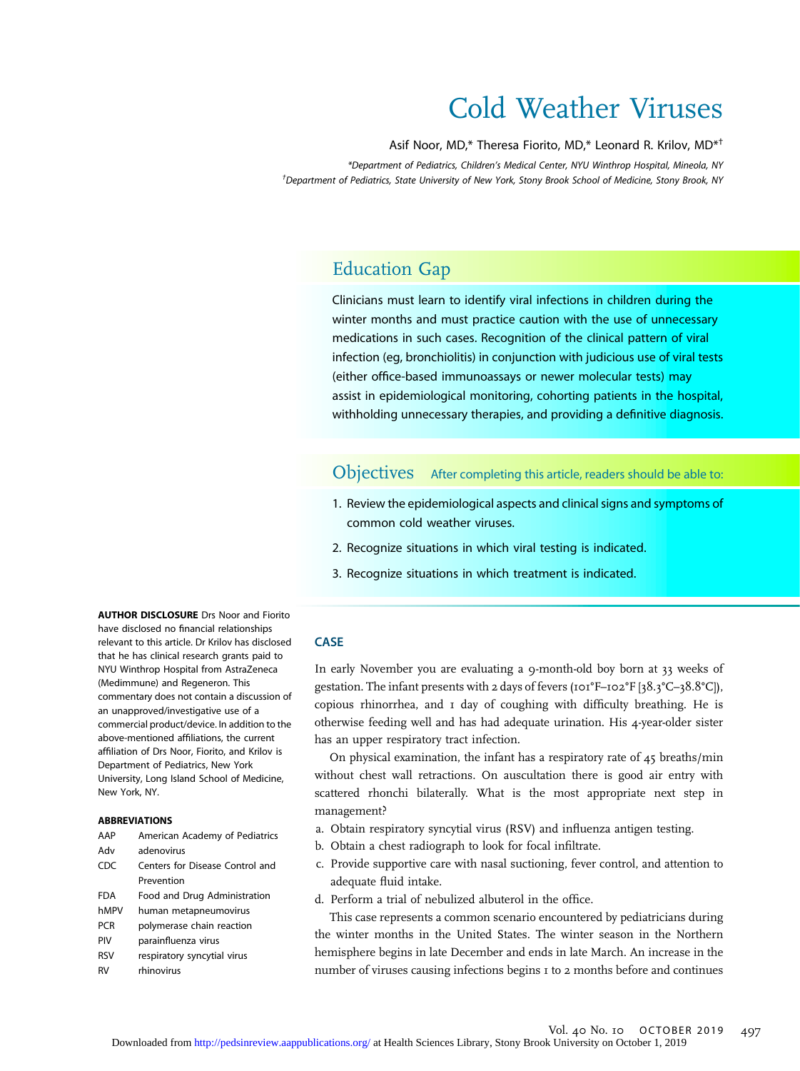# Cold Weather Viruses

Asif Noor, MD,* Theresa Fiorito, MD,* Leonard R. Krilov, MD*†

*Department of Pediatrics, Children's Medical Center, NYU Winthrop Hospital, Mineola, NY

†Department of Pediatrics, State University of New York, Stony Brook School of Medicine, Stony Brook, NY

## Education Gap

Clinicians must learn to identify viral infections in children during the winter months and must practice caution with the use of unnecessary medications in such cases. Recognition of the clinical pattern of viral infection (eg, bronchiolitis) in conjunction with judicious use of viral tests (either office-based immunoassays or newer molecular tests) may assist in epidemiological monitoring, cohorting patients in the hospital, withholding unnecessary therapies, and providing a definitive diagnosis.

## Objectives

After completing this article, readers should be able to:

1. Review the epidemiological aspects and clinical signs and symptoms of common cold weather viruses.
2. Recognize situations in which viral testing is indicated.
3. Recognize situations in which treatment is indicated.

**AUTHOR DISCLOSURE** Drs Noor and Fiorito have disclosed no financial relationships relevant to this article. Dr Krilov has disclosed that he has clinical research grants paid to NYU Winthrop Hospital from AstraZeneca (Medimmune) and Regeneron. This commentary does not contain a discussion of an unapproved/investigative use of a commercial product/device. In addition to the above-mentioned affiliations, the current affiliation of Drs Noor, Fiorito, and Krilov is Department of Pediatrics, New York University, Long Island School of Medicine, New York, NY.

**ABBREVIATIONS**

| | |
|---|---|
| AAP | American Academy of Pediatrics |
| Adv | adenovirus |
| CDC | Centers for Disease Control and Prevention |
| FDA | Food and Drug Administration |
| hMPV | human metapneumovirus |
| PCR | polymerase chain reaction |
| PIV | parainfluenza virus |
| RSV | respiratory syncytial virus |
| RV | rhinovirus |

## CASE

In early November you are evaluating a 9-month-old boy born at 33 weeks of gestation. The infant presents with 2 days of fevers (101°F–102°F [38.3°C–38.8°C]), copious rhinorrhea, and 1 day of coughing with difficulty breathing. He is otherwise feeding well and has had adequate urination. His 4-year-older sister has an upper respiratory tract infection.

On physical examination, the infant has a respiratory rate of 45 breaths/min without chest wall retractions. On auscultation there is good air entry with scattered rhonchi bilaterally. What is the most appropriate next step in management?

a. Obtain respiratory syncytial virus (RSV) and influenza antigen testing.
b. Obtain a chest radiograph to look for focal infiltrate.
c. Provide supportive care with nasal suctioning, fever control, and attention to adequate fluid intake.
d. Perform a trial of nebulized albuterol in the office.

This case represents a common scenario encountered by pediatricians during the winter months in the United States. The winter season in the Northern hemisphere begins in late December and ends in late March. An increase in the number of viruses causing infections begins 1 to 2 months before and continues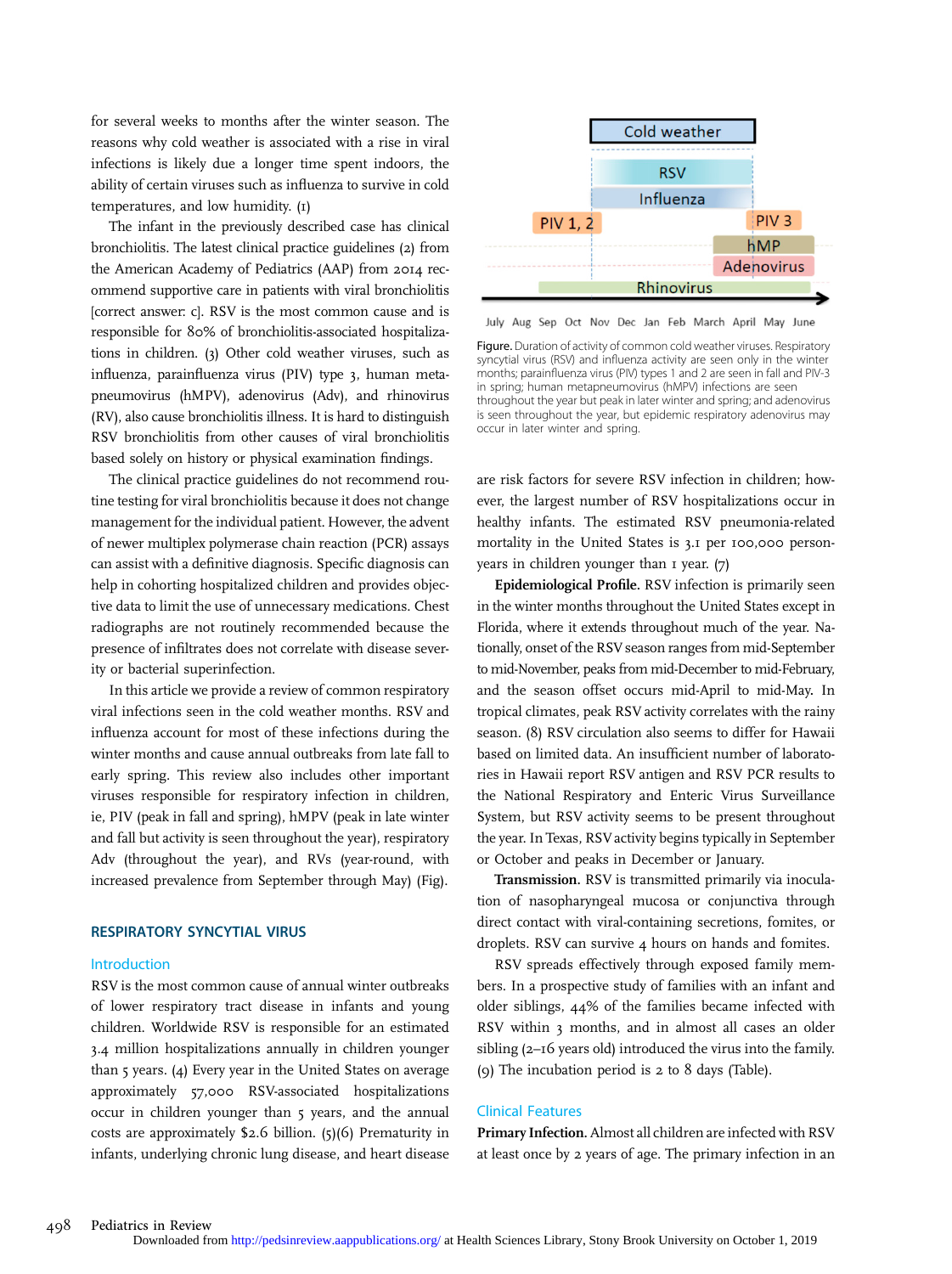for several weeks to months after the winter season. The reasons why cold weather is associated with a rise in viral infections is likely due a longer time spent indoors, the ability of certain viruses such as influenza to survive in cold temperatures, and low humidity. (1)

The infant in the previously described case has clinical bronchiolitis. The latest clinical practice guidelines (2) from the American Academy of Pediatrics (AAP) from 2014 recommend supportive care in patients with viral bronchiolitis [correct answer: c]. RSV is the most common cause and is responsible for 80% of bronchiolitis-associated hospitalizations in children. (3) Other cold weather viruses, such as influenza, parainfluenza virus (PIV) type 3, human metapneumovirus (hMPV), adenovirus (Adv), and rhinovirus (RV), also cause bronchiolitis illness. It is hard to distinguish RSV bronchiolitis from other causes of viral bronchiolitis based solely on history or physical examination findings.

The clinical practice guidelines do not recommend routine testing for viral bronchiolitis because it does not change management for the individual patient. However, the advent of newer multiplex polymerase chain reaction (PCR) assays can assist with a definitive diagnosis. Specific diagnosis can help in cohorting hospitalized children and provides objective data to limit the use of unnecessary medications. Chest radiographs are not routinely recommended because the presence of infiltrates does not correlate with disease severity or bacterial superinfection.

In this article we provide a review of common respiratory viral infections seen in the cold weather months. RSV and influenza account for most of these infections during the winter months and cause annual outbreaks from late fall to early spring. This review also includes other important viruses responsible for respiratory infection in children, ie, PIV (peak in fall and spring), hMPV (peak in late winter and fall but activity is seen throughout the year), respiratory Adv (throughout the year), and RVs (year-round, with increased prevalence from September through May) (Fig).

Cold weather

RSV

Influenza

PIV 1, 2

PIV 3

hMP

Adenovirus

Rhinovirus

July Aug Sep Oct Nov Dec Jan Feb March April May June

Figure. Duration of activity of common cold weather viruses. Respiratory syncytial virus (RSV) and influenza activity are seen only in the winter months; parainfluenza virus (PIV) types 1 and 2 are seen in fall and PIV-3 in spring; human metapneumovirus (hMPV) infections are seen throughout the year but peak in later winter and spring; and adenovirus is seen throughout the year, but epidemic respiratory adenovirus may occur in later winter and spring.

## RESPIRATORY SYNCYTIAL VIRUS

### Introduction

RSV is the most common cause of annual winter outbreaks of lower respiratory tract disease in infants and young children. Worldwide RSV is responsible for an estimated 3.4 million hospitalizations annually in children younger than 5 years. (4) Every year in the United States on average approximately 57,000 RSV-associated hospitalizations occur in children younger than 5 years, and the annual costs are approximately $2.6 billion. (5)(6) Prematurity in infants, underlying chronic lung disease, and heart disease are risk factors for severe RSV infection in children; however, the largest number of RSV hospitalizations occur in healthy infants. The estimated RSV pneumonia-related mortality in the United States is 3.1 per 100,000 person-years in children younger than 1 year. (7)

**Epidemiological Profile.** RSV infection is primarily seen in the winter months throughout the United States except in Florida, where it extends throughout much of the year. Nationally, onset of the RSV season ranges from mid-September to mid-November, peaks from mid-December to mid-February, and the season offset occurs mid-April to mid-May. In tropical climates, peak RSV activity correlates with the rainy season. (8) RSV circulation also seems to differ for Hawaii based on limited data. An insufficient number of laboratories in Hawaii report RSV antigen and RSV PCR results to the National Respiratory and Enteric Virus Surveillance System, but RSV activity seems to be present throughout the year. In Texas, RSV activity begins typically in September or October and peaks in December or January.

**Transmission.** RSV is transmitted primarily via inoculation of nasopharyngeal mucosa or conjunctiva through direct contact with viral-containing secretions, fomites, or droplets. RSV can survive 4 hours on hands and fomites.

RSV spreads effectively through exposed family members. In a prospective study of families with an infant and older siblings, 44% of the families became infected with RSV within 3 months, and in almost all cases an older sibling (2–16 years old) introduced the virus into the family. (9) The incubation period is 2 to 8 days (Table).

### Clinical Features

**Primary Infection.** Almost all children are infected with RSV at least once by 2 years of age. The primary infection in an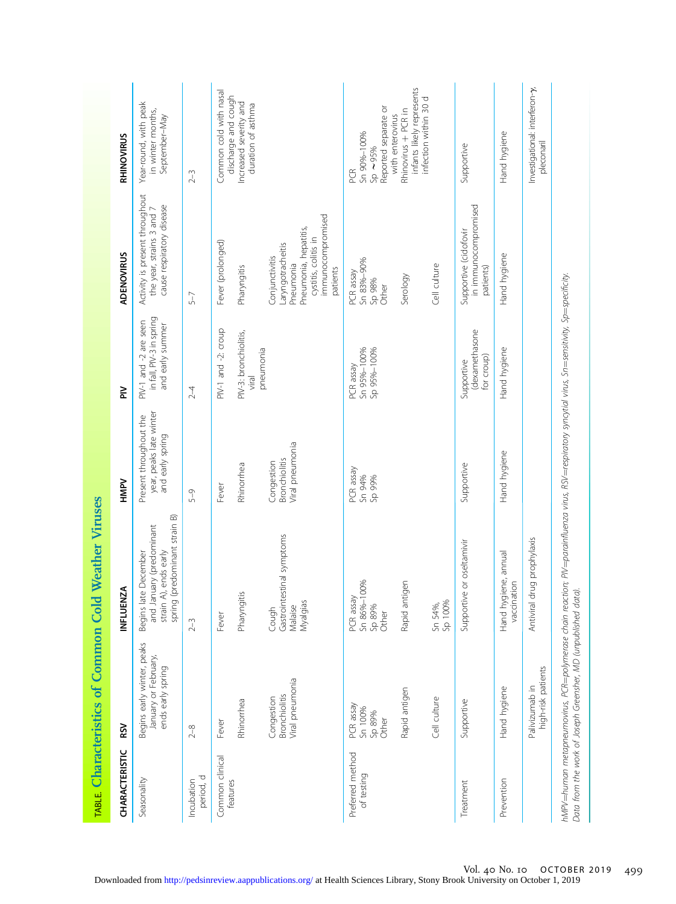TABLE. **Characteristics of Common Cold Weather Viruses**

| CHARACTERISTIC | RSV | INFLUENZA | HMPV | PIV | ADENOVIRUS | RHINOVIRUS |
|---|---|---|---|---|---|---|
| Seasonality | Begins early winter, peaks January or February, ends early spring | Begins late December and January (predominant strain A), ends early spring (predominant strain B) | Present throughout the year, peaks late winter and early spring | PIV-1 and -2 are seen in fall, PIV-3 in spring and early summer | Activity is present throughout the year, strains 3 and 7 cause respiratory disease | Year-round, with peak in winter months, September–May |
| Incubation period, d | 2–8 | 2–3 | 5–9 | 2–4 | 5–7 | 2–3 |
| Common clinical features | Fever<br>Rhinorrhea<br>Congestion<br>Bronchiolitis<br>Viral pneumonia | Fever<br>Pharyngitis<br>Cough<br>Gastrointestinal symptoms<br>Malaise<br>Myalgias | Fever<br>Rhinorrhea<br>Congestion<br>Bronchiolitis<br>Viral pneumonia | PIV-1 and -2: croup<br>PIV-3: bronchiolitis, viral pneumonia | Fever (prolonged)<br>Pharyngitis<br>Conjunctivitis<br>Laryngotracheitis<br>Pneumonia<br>Pneumonia, hepatitis, cystitis, colitis in immunocompromised patients | Common cold with nasal discharge and cough<br>Increased severity and duration of asthma |
| Preferred method of testing | PCR assay<br>Sn 100%<br>Sp 89%<br>Other<br>Rapid antigen<br>Cell culture | PCR assay<br>Sn 86%–100%<br>Sp 89%<br>Other<br>Rapid antigen<br>Sn 54%,<br>Sp 100% | PCR assay<br>Sn 94%<br>Sp 99% | PCR assay<br>Sn 95%–100%<br>Sp 95%–100% | PCR assay<br>Sn 83%–90%<br>Sp 98%<br>Other<br>Serology<br>Cell culture | PCR<br>Sn 90%–100%<br>Sp ~95%<br>Reported separate or with enterovirus<br>Rhinovirus + PCR in infants likely represents infection within 30 d |
| Treatment | Supportive | Supportive or oseltamivir | Supportive | Supportive (dexamethasone for croup) | Supportive (cidofovir in immunocompromised patients) | Supportive |
| Prevention | Hand hygiene<br>Palivizumab in high-risk patients | Hand hygiene, annual vaccination<br>Antiviral drug prophylaxis | Hand hygiene | Hand hygiene | Hand hygiene | Hand hygiene<br>Investigational: interferon-γ, pleconaril |

hMPV=human metapneumovirus, PCR=polymerase chain reaction; PIV=parainfluenza virus, RSV=respiratory syncytial virus, Sn=sensitivity, Sp=specificity.
Data from the work of Joseph Greensher, MD (unpublished data).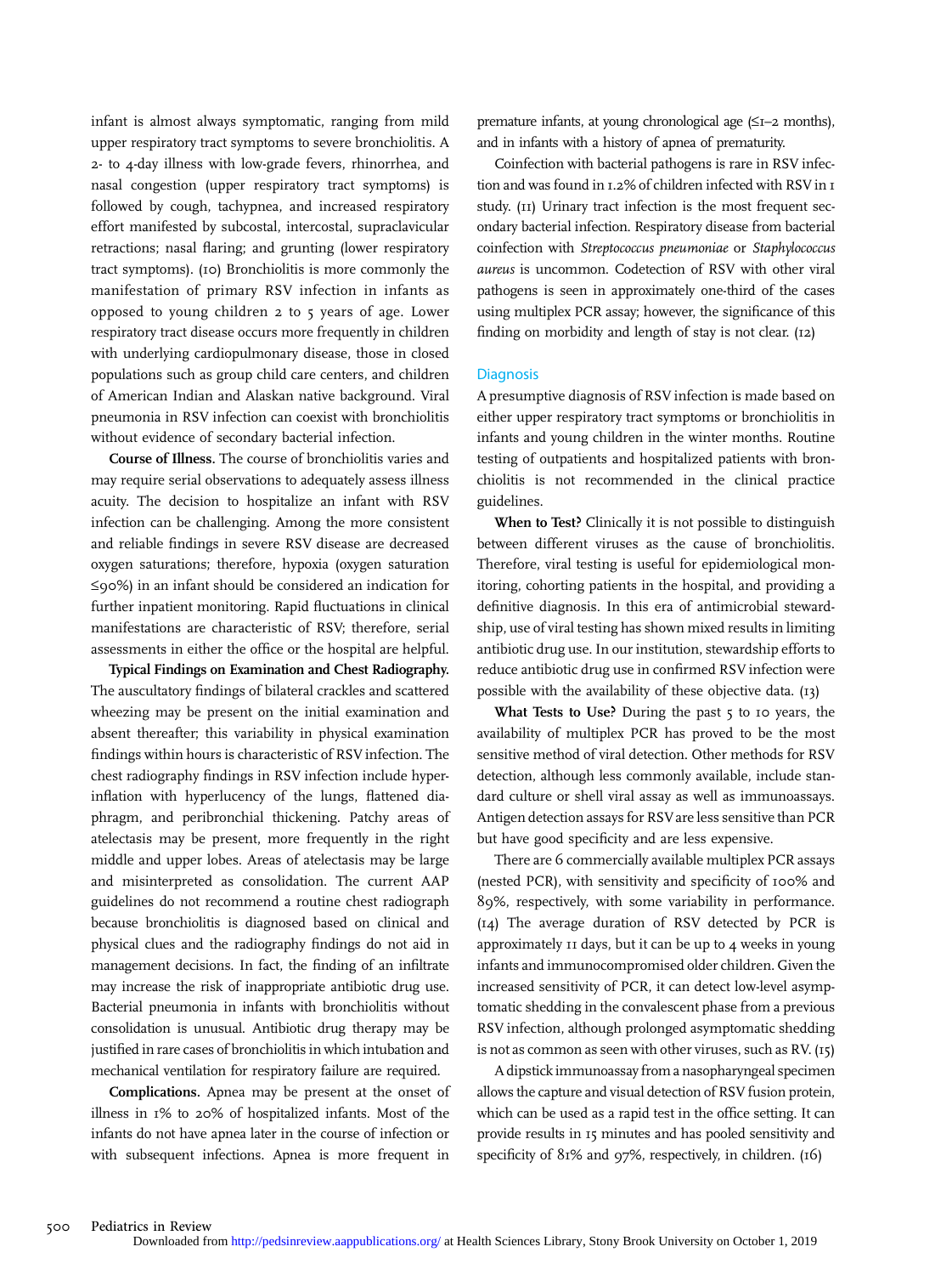infant is almost always symptomatic, ranging from mild upper respiratory tract symptoms to severe bronchiolitis. A 2- to 4-day illness with low-grade fevers, rhinorrhea, and nasal congestion (upper respiratory tract symptoms) is followed by cough, tachypnea, and increased respiratory effort manifested by subcostal, intercostal, supraclavicular retractions; nasal flaring; and grunting (lower respiratory tract symptoms). (10) Bronchiolitis is more commonly the manifestation of primary RSV infection in infants as opposed to young children 2 to 5 years of age. Lower respiratory tract disease occurs more frequently in children with underlying cardiopulmonary disease, those in closed populations such as group child care centers, and children of American Indian and Alaskan native background. Viral pneumonia in RSV infection can coexist with bronchiolitis without evidence of secondary bacterial infection.

**Course of Illness.** The course of bronchiolitis varies and may require serial observations to adequately assess illness acuity. The decision to hospitalize an infant with RSV infection can be challenging. Among the more consistent and reliable findings in severe RSV disease are decreased oxygen saturations; therefore, hypoxia (oxygen saturation ≤90%) in an infant should be considered an indication for further inpatient monitoring. Rapid fluctuations in clinical manifestations are characteristic of RSV; therefore, serial assessments in either the office or the hospital are helpful.

**Typical Findings on Examination and Chest Radiography.** The auscultatory findings of bilateral crackles and scattered wheezing may be present on the initial examination and absent thereafter; this variability in physical examination findings within hours is characteristic of RSV infection. The chest radiography findings in RSV infection include hyperinflation with hyperlucency of the lungs, flattened diaphragm, and peribronchial thickening. Patchy areas of atelectasis may be present, more frequently in the right middle and upper lobes. Areas of atelectasis may be large and misinterpreted as consolidation. The current AAP guidelines do not recommend a routine chest radiograph because bronchiolitis is diagnosed based on clinical and physical clues and the radiography findings do not aid in management decisions. In fact, the finding of an infiltrate may increase the risk of inappropriate antibiotic drug use. Bacterial pneumonia in infants with bronchiolitis without consolidation is unusual. Antibiotic drug therapy may be justified in rare cases of bronchiolitis in which intubation and mechanical ventilation for respiratory failure are required.

**Complications.** Apnea may be present at the onset of illness in 1% to 20% of hospitalized infants. Most of the infants do not have apnea later in the course of infection or with subsequent infections. Apnea is more frequent in premature infants, at young chronological age (≤1–2 months), and in infants with a history of apnea of prematurity.

Coinfection with bacterial pathogens is rare in RSV infection and was found in 1.2% of children infected with RSV in 1 study. (11) Urinary tract infection is the most frequent secondary bacterial infection. Respiratory disease from bacterial coinfection with *Streptococcus pneumoniae* or *Staphylococcus aureus* is uncommon. Codetection of RSV with other viral pathogens is seen in approximately one-third of the cases using multiplex PCR assay; however, the significance of this finding on morbidity and length of stay is not clear. (12)

## Diagnosis

A presumptive diagnosis of RSV infection is made based on either upper respiratory tract symptoms or bronchiolitis in infants and young children in the winter months. Routine testing of outpatients and hospitalized patients with bronchiolitis is not recommended in the clinical practice guidelines.

**When to Test?** Clinically it is not possible to distinguish between different viruses as the cause of bronchiolitis. Therefore, viral testing is useful for epidemiological monitoring, cohorting patients in the hospital, and providing a definitive diagnosis. In this era of antimicrobial stewardship, use of viral testing has shown mixed results in limiting antibiotic drug use. In our institution, stewardship efforts to reduce antibiotic drug use in confirmed RSV infection were possible with the availability of these objective data. (13)

**What Tests to Use?** During the past 5 to 10 years, the availability of multiplex PCR has proved to be the most sensitive method of viral detection. Other methods for RSV detection, although less commonly available, include standard culture or shell viral assay as well as immunoassays. Antigen detection assays for RSV are less sensitive than PCR but have good specificity and are less expensive.

There are 6 commercially available multiplex PCR assays (nested PCR), with sensitivity and specificity of 100% and 89%, respectively, with some variability in performance. (14) The average duration of RSV detected by PCR is approximately 11 days, but it can be up to 4 weeks in young infants and immunocompromised older children. Given the increased sensitivity of PCR, it can detect low-level asymptomatic shedding in the convalescent phase from a previous RSV infection, although prolonged asymptomatic shedding is not as common as seen with other viruses, such as RV. (15)

A dipstick immunoassay from a nasopharyngeal specimen allows the capture and visual detection of RSV fusion protein, which can be used as a rapid test in the office setting. It can provide results in 15 minutes and has pooled sensitivity and specificity of 81% and 97%, respectively, in children. (16)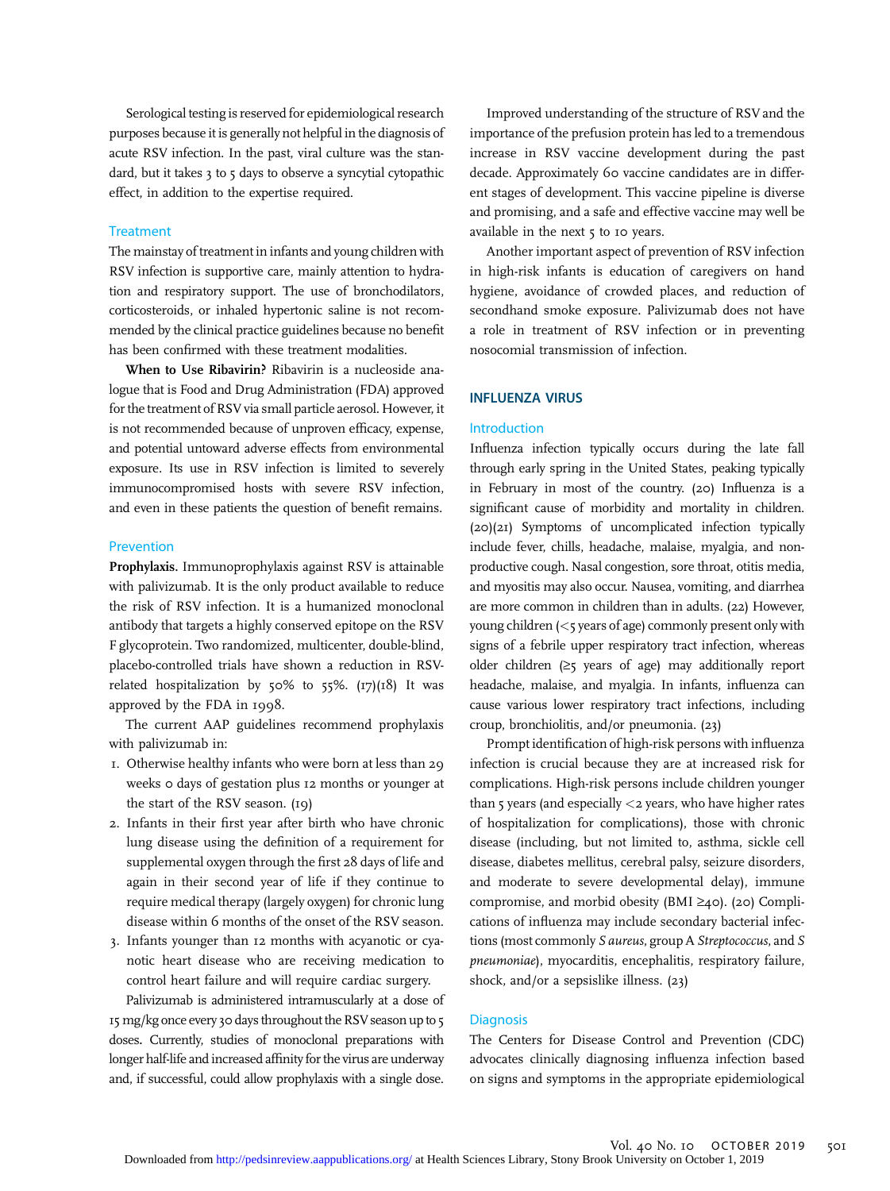Serological testing is reserved for epidemiological research purposes because it is generally not helpful in the diagnosis of acute RSV infection. In the past, viral culture was the standard, but it takes 3 to 5 days to observe a syncytial cytopathic effect, in addition to the expertise required.

### Treatment

The mainstay of treatment in infants and young children with RSV infection is supportive care, mainly attention to hydration and respiratory support. The use of bronchodilators, corticosteroids, or inhaled hypertonic saline is not recommended by the clinical practice guidelines because no benefit has been confirmed with these treatment modalities.

**When to Use Ribavirin?** Ribavirin is a nucleoside analogue that is Food and Drug Administration (FDA) approved for the treatment of RSV via small particle aerosol. However, it is not recommended because of unproven efficacy, expense, and potential untoward adverse effects from environmental exposure. Its use in RSV infection is limited to severely immunocompromised hosts with severe RSV infection, and even in these patients the question of benefit remains.

### Prevention

**Prophylaxis.** Immunoprophylaxis against RSV is attainable with palivizumab. It is the only product available to reduce the risk of RSV infection. It is a humanized monoclonal antibody that targets a highly conserved epitope on the RSV F glycoprotein. Two randomized, multicenter, double-blind, placebo-controlled trials have shown a reduction in RSV-related hospitalization by 50% to 55%. (17)(18) It was approved by the FDA in 1998.

The current AAP guidelines recommend prophylaxis with palivizumab in:

1. Otherwise healthy infants who were born at less than 29 weeks 0 days of gestation plus 12 months or younger at the start of the RSV season. (19)
2. Infants in their first year after birth who have chronic lung disease using the definition of a requirement for supplemental oxygen through the first 28 days of life and again in their second year of life if they continue to require medical therapy (largely oxygen) for chronic lung disease within 6 months of the onset of the RSV season.
3. Infants younger than 12 months with acyanotic or cyanotic heart disease who are receiving medication to control heart failure and will require cardiac surgery.

Palivizumab is administered intramuscularly at a dose of 15 mg/kg once every 30 days throughout the RSV season up to 5 doses. Currently, studies of monoclonal preparations with longer half-life and increased affinity for the virus are underway and, if successful, could allow prophylaxis with a single dose.

Improved understanding of the structure of RSV and the importance of the prefusion protein has led to a tremendous increase in RSV vaccine development during the past decade. Approximately 60 vaccine candidates are in different stages of development. This vaccine pipeline is diverse and promising, and a safe and effective vaccine may well be available in the next 5 to 10 years.

Another important aspect of prevention of RSV infection in high-risk infants is education of caregivers on hand hygiene, avoidance of crowded places, and reduction of secondhand smoke exposure. Palivizumab does not have a role in treatment of RSV infection or in preventing nosocomial transmission of infection.

## INFLUENZA VIRUS

### Introduction

Influenza infection typically occurs during the late fall through early spring in the United States, peaking typically in February in most of the country. (20) Influenza is a significant cause of morbidity and mortality in children. (20)(21) Symptoms of uncomplicated infection typically include fever, chills, headache, malaise, myalgia, and nonproductive cough. Nasal congestion, sore throat, otitis media, and myositis may also occur. Nausea, vomiting, and diarrhea are more common in children than in adults. (22) However, young children (<5 years of age) commonly present only with signs of a febrile upper respiratory tract infection, whereas older children (≥5 years of age) may additionally report headache, malaise, and myalgia. In infants, influenza can cause various lower respiratory tract infections, including croup, bronchiolitis, and/or pneumonia. (23)

Prompt identification of high-risk persons with influenza infection is crucial because they are at increased risk for complications. High-risk persons include children younger than 5 years (and especially <2 years, who have higher rates of hospitalization for complications), those with chronic disease (including, but not limited to, asthma, sickle cell disease, diabetes mellitus, cerebral palsy, seizure disorders, and moderate to severe developmental delay), immune compromise, and morbid obesity (BMI ≥40). (20) Complications of influenza may include secondary bacterial infections (most commonly *S aureus*, group A *Streptococcus*, and *S pneumoniae*), myocarditis, encephalitis, respiratory failure, shock, and/or a sepsislike illness. (23)

### Diagnosis

The Centers for Disease Control and Prevention (CDC) advocates clinically diagnosing influenza infection based on signs and symptoms in the appropriate epidemiological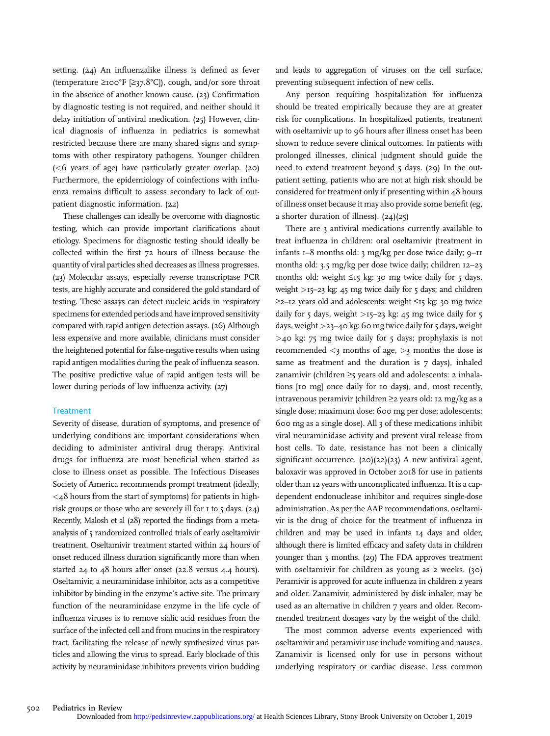setting. (24) An influenzalike illness is defined as fever (temperature ≥100°F [≥37.8°C]), cough, and/or sore throat in the absence of another known cause. (23) Confirmation by diagnostic testing is not required, and neither should it delay initiation of antiviral medication. (25) However, clinical diagnosis of influenza in pediatrics is somewhat restricted because there are many shared signs and symptoms with other respiratory pathogens. Younger children (<6 years of age) have particularly greater overlap. (20) Furthermore, the epidemiology of coinfections with influenza remains difficult to assess secondary to lack of outpatient diagnostic information. (22)

These challenges can ideally be overcome with diagnostic testing, which can provide important clarifications about etiology. Specimens for diagnostic testing should ideally be collected within the first 72 hours of illness because the quantity of viral particles shed decreases as illness progresses. (23) Molecular assays, especially reverse transcriptase PCR tests, are highly accurate and considered the gold standard of testing. These assays can detect nucleic acids in respiratory specimens for extended periods and have improved sensitivity compared with rapid antigen detection assays. (26) Although less expensive and more available, clinicians must consider the heightened potential for false-negative results when using rapid antigen modalities during the peak of influenza season. The positive predictive value of rapid antigen tests will be lower during periods of low influenza activity. (27)

## Treatment

Severity of disease, duration of symptoms, and presence of underlying conditions are important considerations when deciding to administer antiviral drug therapy. Antiviral drugs for influenza are most beneficial when started as close to illness onset as possible. The Infectious Diseases Society of America recommends prompt treatment (ideally, <48 hours from the start of symptoms) for patients in high-risk groups or those who are severely ill for 1 to 5 days. (24) Recently, Malosh et al (28) reported the findings from a meta-analysis of 5 randomized controlled trials of early oseltamivir treatment. Oseltamivir treatment started within 24 hours of onset reduced illness duration significantly more than when started 24 to 48 hours after onset (22.8 versus 4.4 hours). Oseltamivir, a neuraminidase inhibitor, acts as a competitive inhibitor by binding in the enzyme's active site. The primary function of the neuraminidase enzyme in the life cycle of influenza viruses is to remove sialic acid residues from the surface of the infected cell and from mucins in the respiratory tract, facilitating the release of newly synthesized virus particles and allowing the virus to spread. Early blockade of this activity by neuraminidase inhibitors prevents virion budding and leads to aggregation of viruses on the cell surface, preventing subsequent infection of new cells.

Any person requiring hospitalization for influenza should be treated empirically because they are at greater risk for complications. In hospitalized patients, treatment with oseltamivir up to 96 hours after illness onset has been shown to reduce severe clinical outcomes. In patients with prolonged illnesses, clinical judgment should guide the need to extend treatment beyond 5 days. (29) In the outpatient setting, patients who are not at high risk should be considered for treatment only if presenting within 48 hours of illness onset because it may also provide some benefit (eg, a shorter duration of illness). (24)(25)

There are 3 antiviral medications currently available to treat influenza in children: oral oseltamivir (treatment in infants 1–8 months old: 3 mg/kg per dose twice daily; 9–11 months old: 3.5 mg/kg per dose twice daily; children 12–23 months old: weight ≤15 kg: 30 mg twice daily for 5 days, weight >15–23 kg: 45 mg twice daily for 5 days; and children ≥2–12 years old and adolescents: weight ≤15 kg: 30 mg twice daily for 5 days, weight >15–23 kg: 45 mg twice daily for 5 days, weight >23–40 kg: 60 mg twice daily for 5 days, weight >40 kg: 75 mg twice daily for 5 days; prophylaxis is not recommended <3 months of age, >3 months the dose is same as treatment and the duration is 7 days), inhaled zanamivir (children ≥5 years old and adolescents: 2 inhalations [10 mg] once daily for 10 days), and, most recently, intravenous peramivir (children ≥2 years old: 12 mg/kg as a single dose; maximum dose: 600 mg per dose; adolescents: 600 mg as a single dose). All 3 of these medications inhibit viral neuraminidase activity and prevent viral release from host cells. To date, resistance has not been a clinically significant occurrence. (20)(22)(23) A new antiviral agent, baloxavir was approved in October 2018 for use in patients older than 12 years with uncomplicated influenza. It is a cap-dependent endonuclease inhibitor and requires single-dose administration. As per the AAP recommendations, oseltamivir is the drug of choice for the treatment of influenza in children and may be used in infants 14 days and older, although there is limited efficacy and safety data in children younger than 3 months. (29) The FDA approves treatment with oseltamivir for children as young as 2 weeks. (30) Peramivir is approved for acute influenza in children 2 years and older. Zanamivir, administered by disk inhaler, may be used as an alternative in children 7 years and older. Recommended treatment dosages vary by the weight of the child.

The most common adverse events experienced with oseltamivir and peramivir use include vomiting and nausea. Zanamivir is licensed only for use in persons without underlying respiratory or cardiac disease. Less common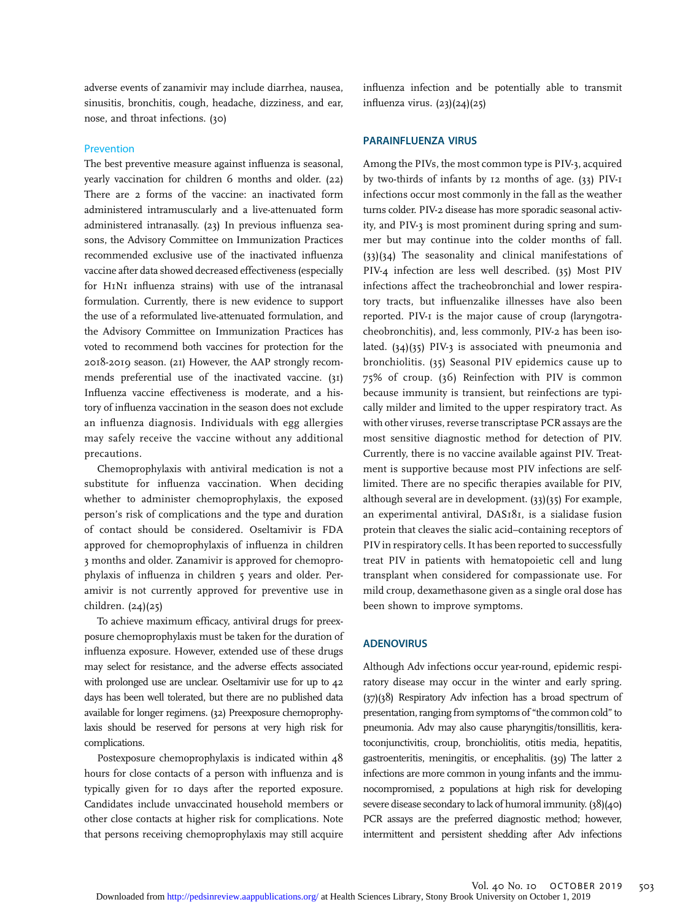adverse events of zanamivir may include diarrhea, nausea, sinusitis, bronchitis, cough, headache, dizziness, and ear, nose, and throat infections. (30)

### Prevention

The best preventive measure against influenza is seasonal, yearly vaccination for children 6 months and older. (22) There are 2 forms of the vaccine: an inactivated form administered intramuscularly and a live-attenuated form administered intranasally. (23) In previous influenza seasons, the Advisory Committee on Immunization Practices recommended exclusive use of the inactivated influenza vaccine after data showed decreased effectiveness (especially for H1N1 influenza strains) with use of the intranasal formulation. Currently, there is new evidence to support the use of a reformulated live-attenuated formulation, and the Advisory Committee on Immunization Practices has voted to recommend both vaccines for protection for the 2018-2019 season. (21) However, the AAP strongly recommends preferential use of the inactivated vaccine. (31) Influenza vaccine effectiveness is moderate, and a history of influenza vaccination in the season does not exclude an influenza diagnosis. Individuals with egg allergies may safely receive the vaccine without any additional precautions.

Chemoprophylaxis with antiviral medication is not a substitute for influenza vaccination. When deciding whether to administer chemoprophylaxis, the exposed person's risk of complications and the type and duration of contact should be considered. Oseltamivir is FDA approved for chemoprophylaxis of influenza in children 3 months and older. Zanamivir is approved for chemoprophylaxis of influenza in children 5 years and older. Peramivir is not currently approved for preventive use in children. (24)(25)

To achieve maximum efficacy, antiviral drugs for preexposure chemoprophylaxis must be taken for the duration of influenza exposure. However, extended use of these drugs may select for resistance, and the adverse effects associated with prolonged use are unclear. Oseltamivir use for up to 42 days has been well tolerated, but there are no published data available for longer regimens. (32) Preexposure chemoprophylaxis should be reserved for persons at very high risk for complications.

Postexposure chemoprophylaxis is indicated within 48 hours for close contacts of a person with influenza and is typically given for 10 days after the reported exposure. Candidates include unvaccinated household members or other close contacts at higher risk for complications. Note that persons receiving chemoprophylaxis may still acquire influenza infection and be potentially able to transmit influenza virus. (23)(24)(25)

## PARAINFLUENZA VIRUS

Among the PIVs, the most common type is PIV-3, acquired by two-thirds of infants by 12 months of age. (33) PIV-1 infections occur most commonly in the fall as the weather turns colder. PIV-2 disease has more sporadic seasonal activity, and PIV-3 is most prominent during spring and summer but may continue into the colder months of fall. (33)(34) The seasonality and clinical manifestations of PIV-4 infection are less well described. (35) Most PIV infections affect the tracheobronchial and lower respiratory tracts, but influenzalike illnesses have also been reported. PIV-1 is the major cause of croup (laryngotracheobronchitis), and, less commonly, PIV-2 has been isolated. (34)(35) PIV-3 is associated with pneumonia and bronchiolitis. (35) Seasonal PIV epidemics cause up to 75% of croup. (36) Reinfection with PIV is common because immunity is transient, but reinfections are typically milder and limited to the upper respiratory tract. As with other viruses, reverse transcriptase PCR assays are the most sensitive diagnostic method for detection of PIV. Currently, there is no vaccine available against PIV. Treatment is supportive because most PIV infections are self-limited. There are no specific therapies available for PIV, although several are in development. (33)(35) For example, an experimental antiviral, DAS181, is a sialidase fusion protein that cleaves the sialic acid–containing receptors of PIV in respiratory cells. It has been reported to successfully treat PIV in patients with hematopoietic cell and lung transplant when considered for compassionate use. For mild croup, dexamethasone given as a single oral dose has been shown to improve symptoms.

## ADENOVIRUS

Although Adv infections occur year-round, epidemic respiratory disease may occur in the winter and early spring. (37)(38) Respiratory Adv infection has a broad spectrum of presentation, ranging from symptoms of "the common cold" to pneumonia. Adv may also cause pharyngitis/tonsillitis, keratoconjunctivitis, croup, bronchiolitis, otitis media, hepatitis, gastroenteritis, meningitis, or encephalitis. (39) The latter 2 infections are more common in young infants and the immunocompromised, 2 populations at high risk for developing severe disease secondary to lack of humoral immunity. (38)(40) PCR assays are the preferred diagnostic method; however, intermittent and persistent shedding after Adv infections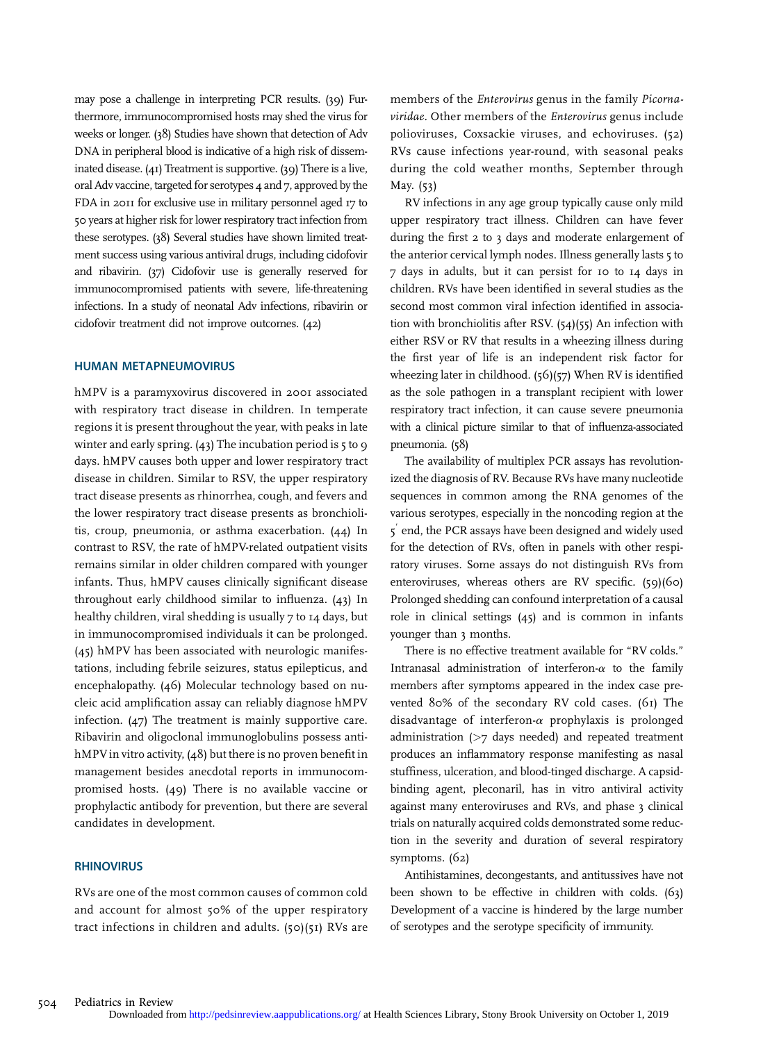may pose a challenge in interpreting PCR results. (39) Furthermore, immunocompromised hosts may shed the virus for weeks or longer. (38) Studies have shown that detection of Adv DNA in peripheral blood is indicative of a high risk of disseminated disease. (41) Treatment is supportive. (39) There is a live, oral Adv vaccine, targeted for serotypes 4 and 7, approved by the FDA in 2011 for exclusive use in military personnel aged 17 to 50 years at higher risk for lower respiratory tract infection from these serotypes. (38) Several studies have shown limited treatment success using various antiviral drugs, including cidofovir and ribavirin. (37) Cidofovir use is generally reserved for immunocompromised patients with severe, life-threatening infections. In a study of neonatal Adv infections, ribavirin or cidofovir treatment did not improve outcomes. (42)

## HUMAN METAPNEUMOVIRUS

hMPV is a paramyxovirus discovered in 2001 associated with respiratory tract disease in children. In temperate regions it is present throughout the year, with peaks in late winter and early spring. (43) The incubation period is 5 to 9 days. hMPV causes both upper and lower respiratory tract disease in children. Similar to RSV, the upper respiratory tract disease presents as rhinorrhea, cough, and fevers and the lower respiratory tract disease presents as bronchiolitis, croup, pneumonia, or asthma exacerbation. (44) In contrast to RSV, the rate of hMPV-related outpatient visits remains similar in older children compared with younger infants. Thus, hMPV causes clinically significant disease throughout early childhood similar to influenza. (43) In healthy children, viral shedding is usually 7 to 14 days, but in immunocompromised individuals it can be prolonged. (45) hMPV has been associated with neurologic manifestations, including febrile seizures, status epilepticus, and encephalopathy. (46) Molecular technology based on nucleic acid amplification assay can reliably diagnose hMPV infection. (47) The treatment is mainly supportive care. Ribavirin and oligoclonal immunoglobulins possess anti-hMPV in vitro activity, (48) but there is no proven benefit in management besides anecdotal reports in immunocompromised hosts. (49) There is no available vaccine or prophylactic antibody for prevention, but there are several candidates in development.

## RHINOVIRUS

RVs are one of the most common causes of common cold and account for almost 50% of the upper respiratory tract infections in children and adults. (50)(51) RVs are members of the *Enterovirus* genus in the family *Picornaviridae*. Other members of the *Enterovirus* genus include polioviruses, Coxsackie viruses, and echoviruses. (52) RVs cause infections year-round, with seasonal peaks during the cold weather months, September through May. (53)

RV infections in any age group typically cause only mild upper respiratory tract illness. Children can have fever during the first 2 to 3 days and moderate enlargement of the anterior cervical lymph nodes. Illness generally lasts 5 to 7 days in adults, but it can persist for 10 to 14 days in children. RVs have been identified in several studies as the second most common viral infection identified in association with bronchiolitis after RSV. (54)(55) An infection with either RSV or RV that results in a wheezing illness during the first year of life is an independent risk factor for wheezing later in childhood. (56)(57) When RV is identified as the sole pathogen in a transplant recipient with lower respiratory tract infection, it can cause severe pneumonia with a clinical picture similar to that of influenza-associated pneumonia. (58)

The availability of multiplex PCR assays has revolutionized the diagnosis of RV. Because RVs have many nucleotide sequences in common among the RNA genomes of the various serotypes, especially in the noncoding region at the 5′ end, the PCR assays have been designed and widely used for the detection of RVs, often in panels with other respiratory viruses. Some assays do not distinguish RVs from enteroviruses, whereas others are RV specific. (59)(60) Prolonged shedding can confound interpretation of a causal role in clinical settings (45) and is common in infants younger than 3 months.

There is no effective treatment available for "RV colds." Intranasal administration of interferon-$\alpha$ to the family members after symptoms appeared in the index case prevented 80% of the secondary RV cold cases. (61) The disadvantage of interferon-$\alpha$ prophylaxis is prolonged administration (>7 days needed) and repeated treatment produces an inflammatory response manifesting as nasal stuffiness, ulceration, and blood-tinged discharge. A capsid-binding agent, pleconaril, has in vitro antiviral activity against many enteroviruses and RVs, and phase 3 clinical trials on naturally acquired colds demonstrated some reduction in the severity and duration of several respiratory symptoms. (62)

Antihistamines, decongestants, and antitussives have not been shown to be effective in children with colds. (63) Development of a vaccine is hindered by the large number of serotypes and the serotype specificity of immunity.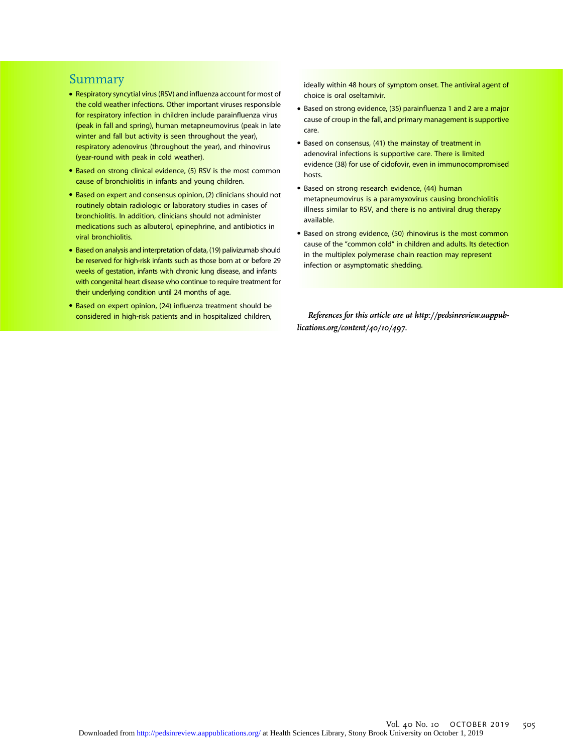## Summary

- Respiratory syncytial virus (RSV) and influenza account for most of the cold weather infections. Other important viruses responsible for respiratory infection in children include parainfluenza virus (peak in fall and spring), human metapneumovirus (peak in late winter and fall but activity is seen throughout the year), respiratory adenovirus (throughout the year), and rhinovirus (year-round with peak in cold weather).
- Based on strong clinical evidence, (5) RSV is the most common cause of bronchiolitis in infants and young children.
- Based on expert and consensus opinion, (2) clinicians should not routinely obtain radiologic or laboratory studies in cases of bronchiolitis. In addition, clinicians should not administer medications such as albuterol, epinephrine, and antibiotics in viral bronchiolitis.
- Based on analysis and interpretation of data, (19) palivizumab should be reserved for high-risk infants such as those born at or before 29 weeks of gestation, infants with chronic lung disease, and infants with congenital heart disease who continue to require treatment for their underlying condition until 24 months of age.
- Based on expert opinion, (24) influenza treatment should be considered in high-risk patients and in hospitalized children, ideally within 48 hours of symptom onset. The antiviral agent of choice is oral oseltamivir.
- Based on strong evidence, (35) parainfluenza 1 and 2 are a major cause of croup in the fall, and primary management is supportive care.
- Based on consensus, (41) the mainstay of treatment in adenoviral infections is supportive care. There is limited evidence (38) for use of cidofovir, even in immunocompromised hosts.
- Based on strong research evidence, (44) human metapneumovirus is a paramyxovirus causing bronchiolitis illness similar to RSV, and there is no antiviral drug therapy available.
- Based on strong evidence, (50) rhinovirus is the most common cause of the "common cold" in children and adults. Its detection in the multiplex polymerase chain reaction may represent infection or asymptomatic shedding.

*References for this article are at http://pedsinreview.aappublications.org/content/40/10/497.*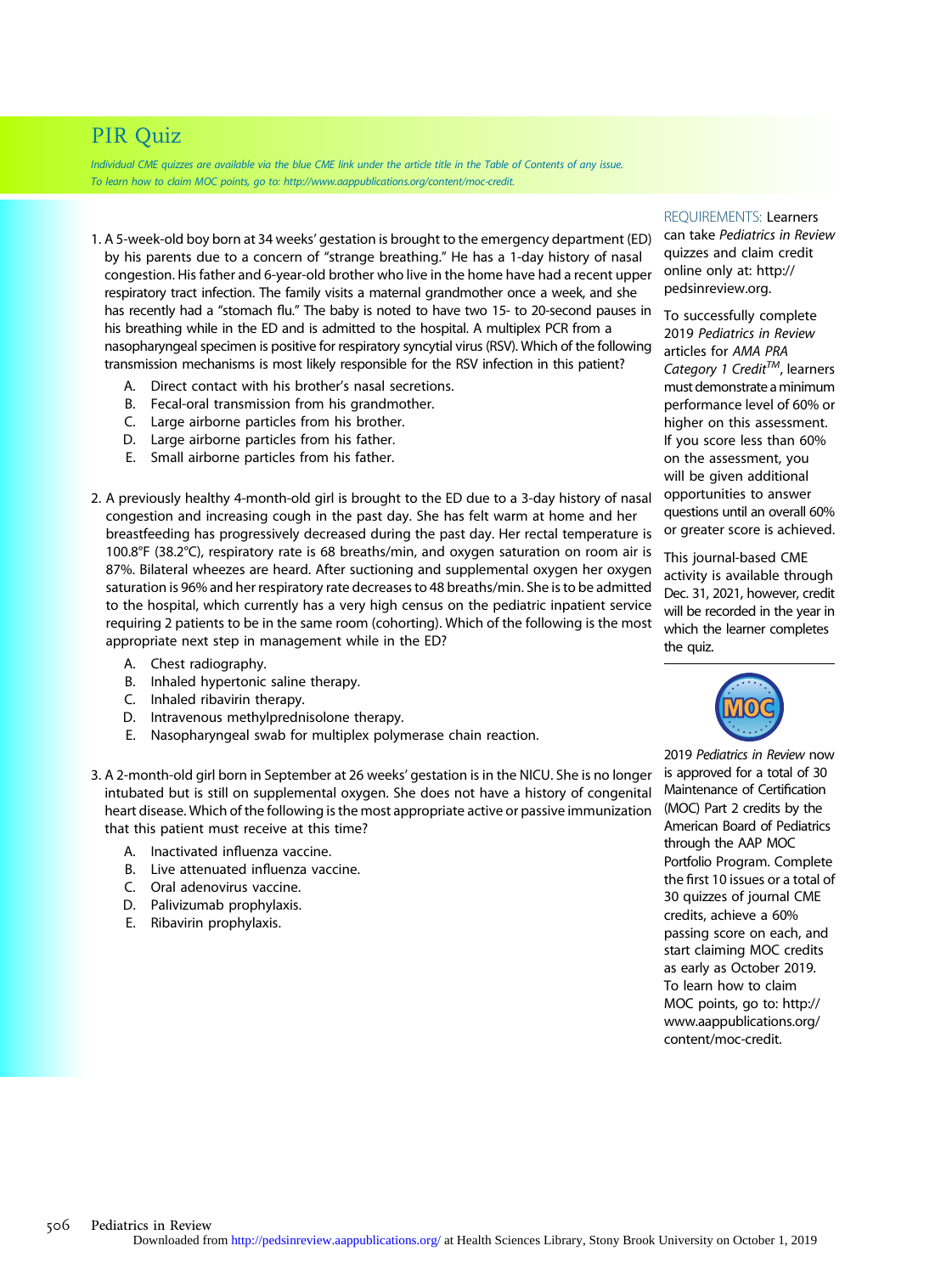# PIR Quiz

*Individual CME quizzes are available via the blue CME link under the article title in the Table of Contents of any issue.*
*To learn how to claim MOC points, go to: http://www.aappublications.org/content/moc-credit.*

1. A 5-week-old boy born at 34 weeks' gestation is brought to the emergency department (ED) by his parents due to a concern of "strange breathing." He has a 1-day history of nasal congestion. His father and 6-year-old brother who live in the home have had a recent upper respiratory tract infection. The family visits a maternal grandmother once a week, and she has recently had a "stomach flu." The baby is noted to have two 15- to 20-second pauses in his breathing while in the ED and is admitted to the hospital. A multiplex PCR from a nasopharyngeal specimen is positive for respiratory syncytial virus (RSV). Which of the following transmission mechanisms is most likely responsible for the RSV infection in this patient?
   - A. Direct contact with his brother's nasal secretions.
   - B. Fecal-oral transmission from his grandmother.
   - C. Large airborne particles from his brother.
   - D. Large airborne particles from his father.
   - E. Small airborne particles from his father.

2. A previously healthy 4-month-old girl is brought to the ED due to a 3-day history of nasal congestion and increasing cough in the past day. She has felt warm at home and her breastfeeding has progressively decreased during the past day. Her rectal temperature is 100.8°F (38.2°C), respiratory rate is 68 breaths/min, and oxygen saturation on room air is 87%. Bilateral wheezes are heard. After suctioning and supplemental oxygen her oxygen saturation is 96% and her respiratory rate decreases to 48 breaths/min. She is to be admitted to the hospital, which currently has a very high census on the pediatric inpatient service requiring 2 patients to be in the same room (cohorting). Which of the following is the most appropriate next step in management while in the ED?
   - A. Chest radiography.
   - B. Inhaled hypertonic saline therapy.
   - C. Inhaled ribavirin therapy.
   - D. Intravenous methylprednisolone therapy.
   - E. Nasopharyngeal swab for multiplex polymerase chain reaction.

3. A 2-month-old girl born in September at 26 weeks' gestation is in the NICU. She is no longer intubated but is still on supplemental oxygen. She does not have a history of congenital heart disease. Which of the following is the most appropriate active or passive immunization that this patient must receive at this time?
   - A. Inactivated influenza vaccine.
   - B. Live attenuated influenza vaccine.
   - C. Oral adenovirus vaccine.
   - D. Palivizumab prophylaxis.
   - E. Ribavirin prophylaxis.

REQUIREMENTS: Learners can take *Pediatrics in Review* quizzes and claim credit online only at: http://pedsinreview.org.

To successfully complete 2019 *Pediatrics in Review* articles for *AMA PRA Category 1 Credit™*, learners must demonstrate a minimum performance level of 60% or higher on this assessment. If you score less than 60% on the assessment, you will be given additional opportunities to answer questions until an overall 60% or greater score is achieved.

This journal-based CME activity is available through Dec. 31, 2021, however, credit will be recorded in the year in which the learner completes the quiz.

2019 *Pediatrics in Review* now is approved for a total of 30 Maintenance of Certification (MOC) Part 2 credits by the American Board of Pediatrics through the AAP MOC Portfolio Program. Complete the first 10 issues or a total of 30 quizzes of journal CME credits, achieve a 60% passing score on each, and start claiming MOC credits as early as October 2019. To learn how to claim MOC points, go to: http://www.aappublications.org/content/moc-credit.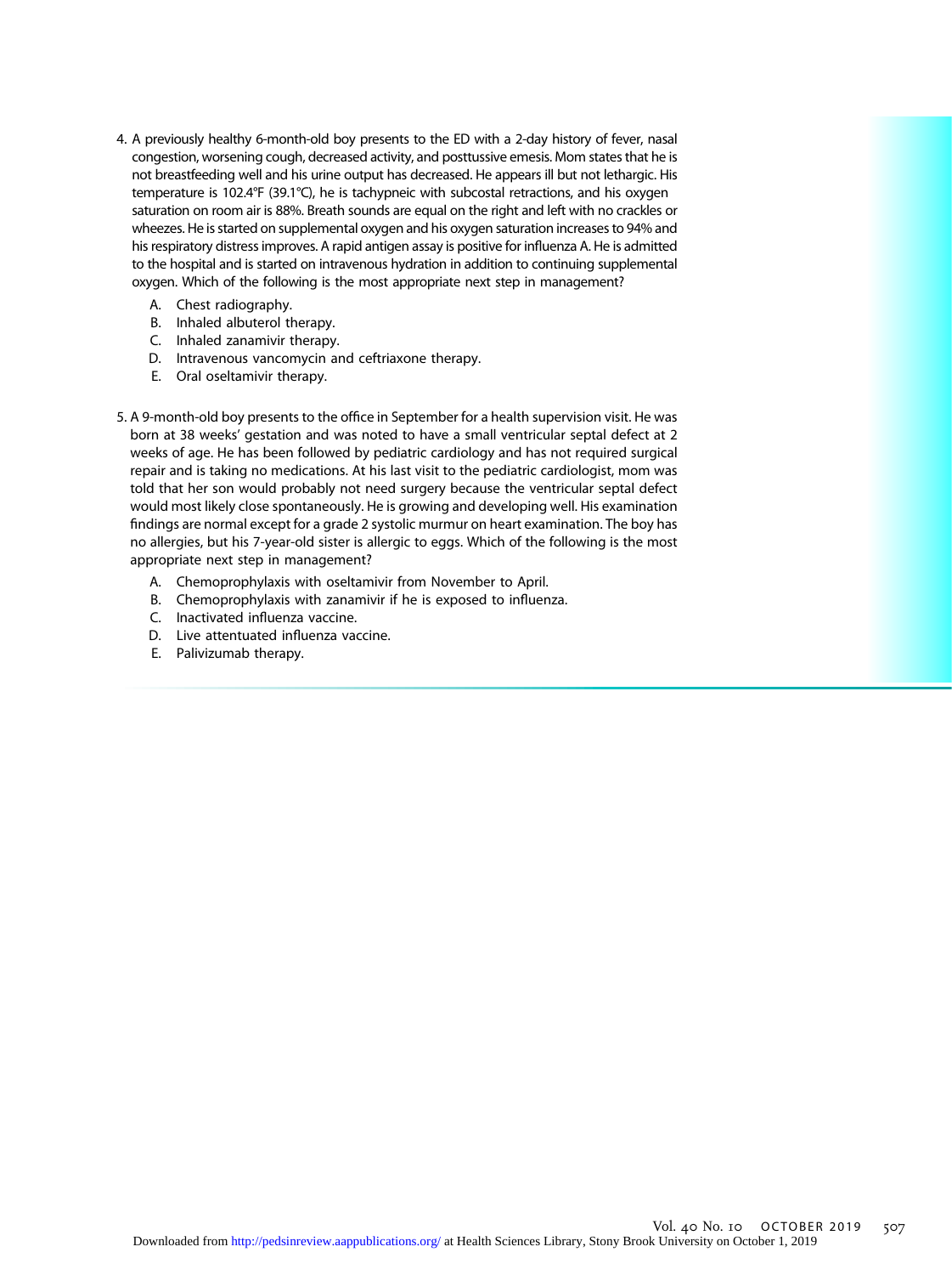4. A previously healthy 6-month-old boy presents to the ED with a 2-day history of fever, nasal congestion, worsening cough, decreased activity, and posttussive emesis. Mom states that he is not breastfeeding well and his urine output has decreased. He appears ill but not lethargic. His temperature is 102.4°F (39.1°C), he is tachypneic with subcostal retractions, and his oxygen saturation on room air is 88%. Breath sounds are equal on the right and left with no crackles or wheezes. He is started on supplemental oxygen and his oxygen saturation increases to 94% and his respiratory distress improves. A rapid antigen assay is positive for influenza A. He is admitted to the hospital and is started on intravenous hydration in addition to continuing supplemental oxygen. Which of the following is the most appropriate next step in management?

   A. Chest radiography.
   B. Inhaled albuterol therapy.
   C. Inhaled zanamivir therapy.
   D. Intravenous vancomycin and ceftriaxone therapy.
   E. Oral oseltamivir therapy.

5. A 9-month-old boy presents to the office in September for a health supervision visit. He was born at 38 weeks' gestation and was noted to have a small ventricular septal defect at 2 weeks of age. He has been followed by pediatric cardiology and has not required surgical repair and is taking no medications. At his last visit to the pediatric cardiologist, mom was told that her son would probably not need surgery because the ventricular septal defect would most likely close spontaneously. He is growing and developing well. His examination findings are normal except for a grade 2 systolic murmur on heart examination. The boy has no allergies, but his 7-year-old sister is allergic to eggs. Which of the following is the most appropriate next step in management?

   A. Chemoprophylaxis with oseltamivir from November to April.
   B. Chemoprophylaxis with zanamivir if he is exposed to influenza.
   C. Inactivated influenza vaccine.
   D. Live attentuated influenza vaccine.
   E. Palivizumab therapy.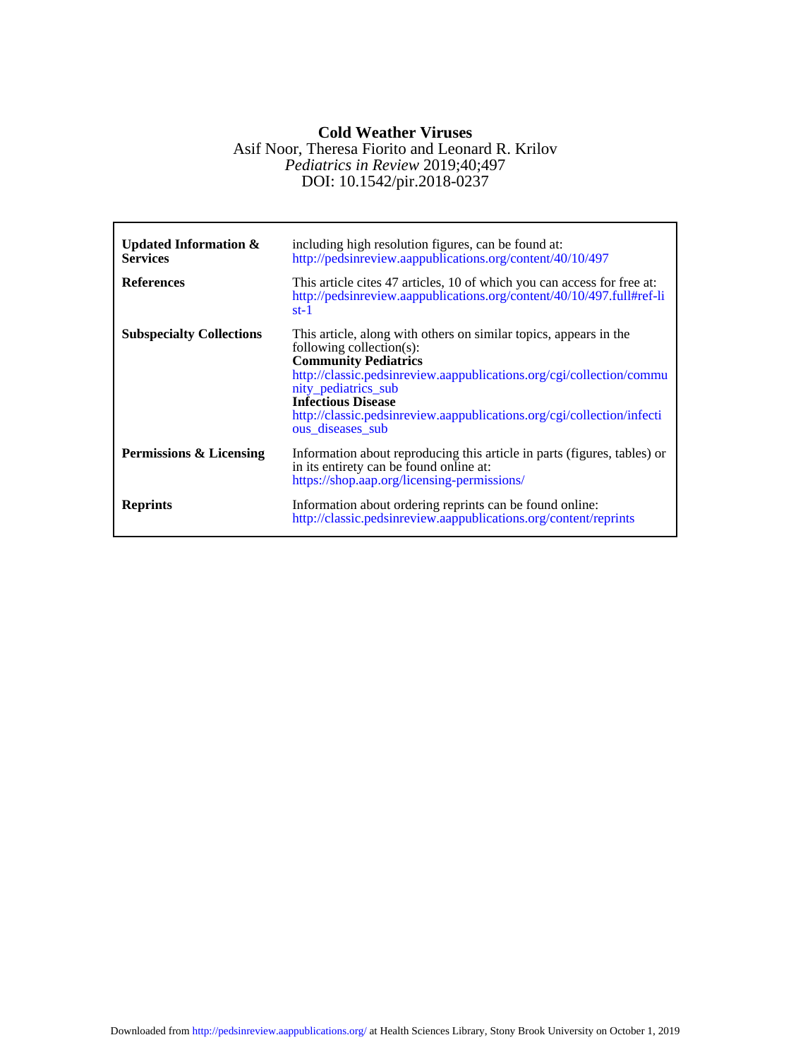# Cold Weather Viruses

Asif Noor, Theresa Fiorito and Leonard R. Krilov

*Pediatrics in Review* 2019;40;497

DOI: 10.1542/pir.2018-0237

| | |
|---|---|
| **Updated Information & Services** | including high resolution figures, can be found at: http://pedsinreview.aappublications.org/content/40/10/497 |
| **References** | This article cites 47 articles, 10 of which you can access for free at: http://pedsinreview.aappublications.org/content/40/10/497.full#ref-list-1 |
| **Subspecialty Collections** | This article, along with others on similar topics, appears in the following collection(s): **Community Pediatrics** http://classic.pedsinreview.aappublications.org/cgi/collection/community_pediatrics_sub **Infectious Disease** http://classic.pedsinreview.aappublications.org/cgi/collection/infectious_diseases_sub |
| **Permissions & Licensing** | Information about reproducing this article in parts (figures, tables) or in its entirety can be found online at: https://shop.aap.org/licensing-permissions/ |
| **Reprints** | Information about ordering reprints can be found online: http://classic.pedsinreview.aappublications.org/content/reprints |

Downloaded from http://pedsinreview.aappublications.org/ at Health Sciences Library, Stony Brook University on October 1, 2019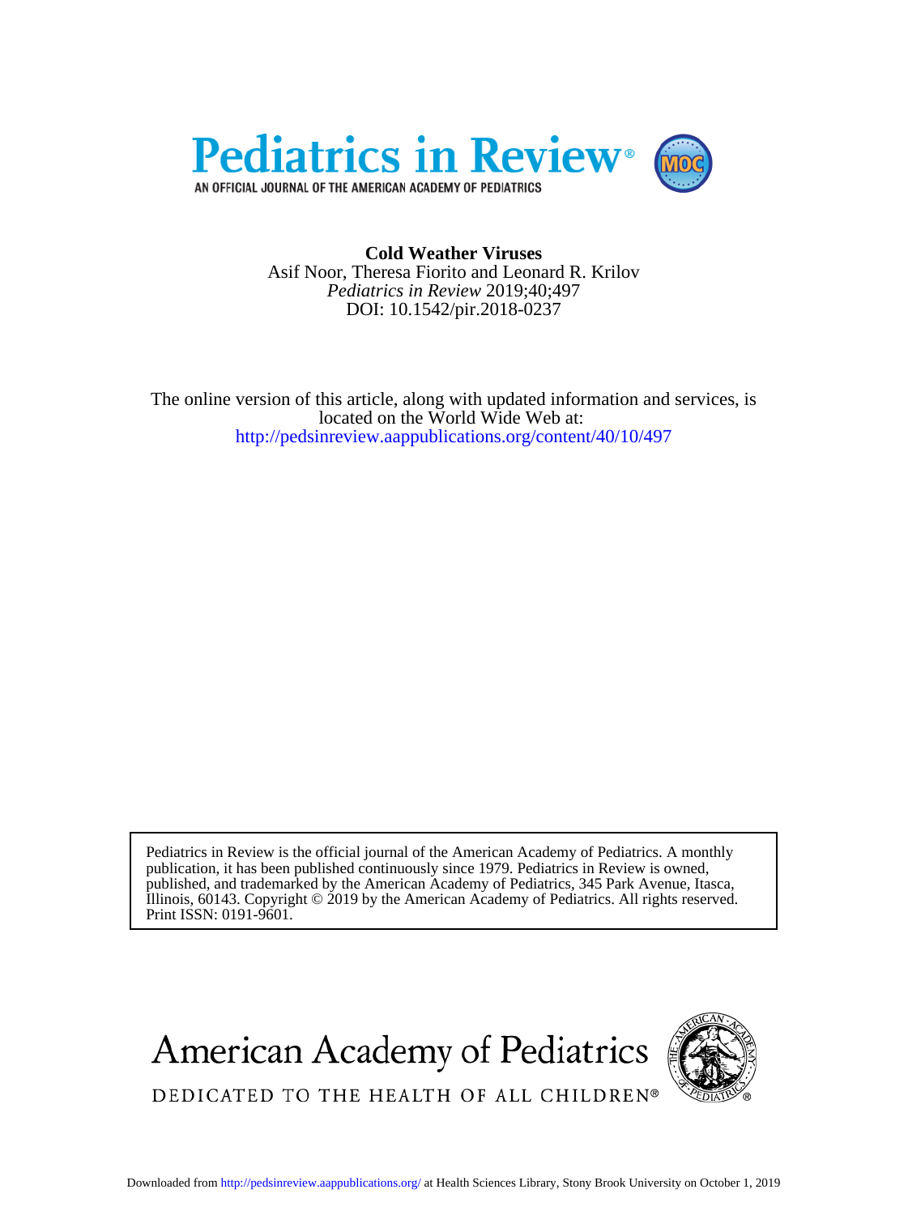# Pediatrics in Review®

AN OFFICIAL JOURNAL OF THE AMERICAN ACADEMY OF PEDIATRICS

**Cold Weather Viruses**

Asif Noor, Theresa Fiorito and Leonard R. Krilov

*Pediatrics in Review* 2019;40;497

DOI: 10.1542/pir.2018-0237

The online version of this article, along with updated information and services, is located on the World Wide Web at:

http://pedsinreview.aappublications.org/content/40/10/497

Pediatrics in Review is the official journal of the American Academy of Pediatrics. A monthly publication, it has been published continuously since 1979. Pediatrics in Review is owned, published, and trademarked by the American Academy of Pediatrics, 345 Park Avenue, Itasca, Illinois, 60143. Copyright © 2019 by the American Academy of Pediatrics. All rights reserved. Print ISSN: 0191-9601.

American Academy of Pediatrics

DEDICATED TO THE HEALTH OF ALL CHILDREN®

Downloaded from http://pedsinreview.aappublications.org/ at Health Sciences Library, Stony Brook University on October 1, 2019